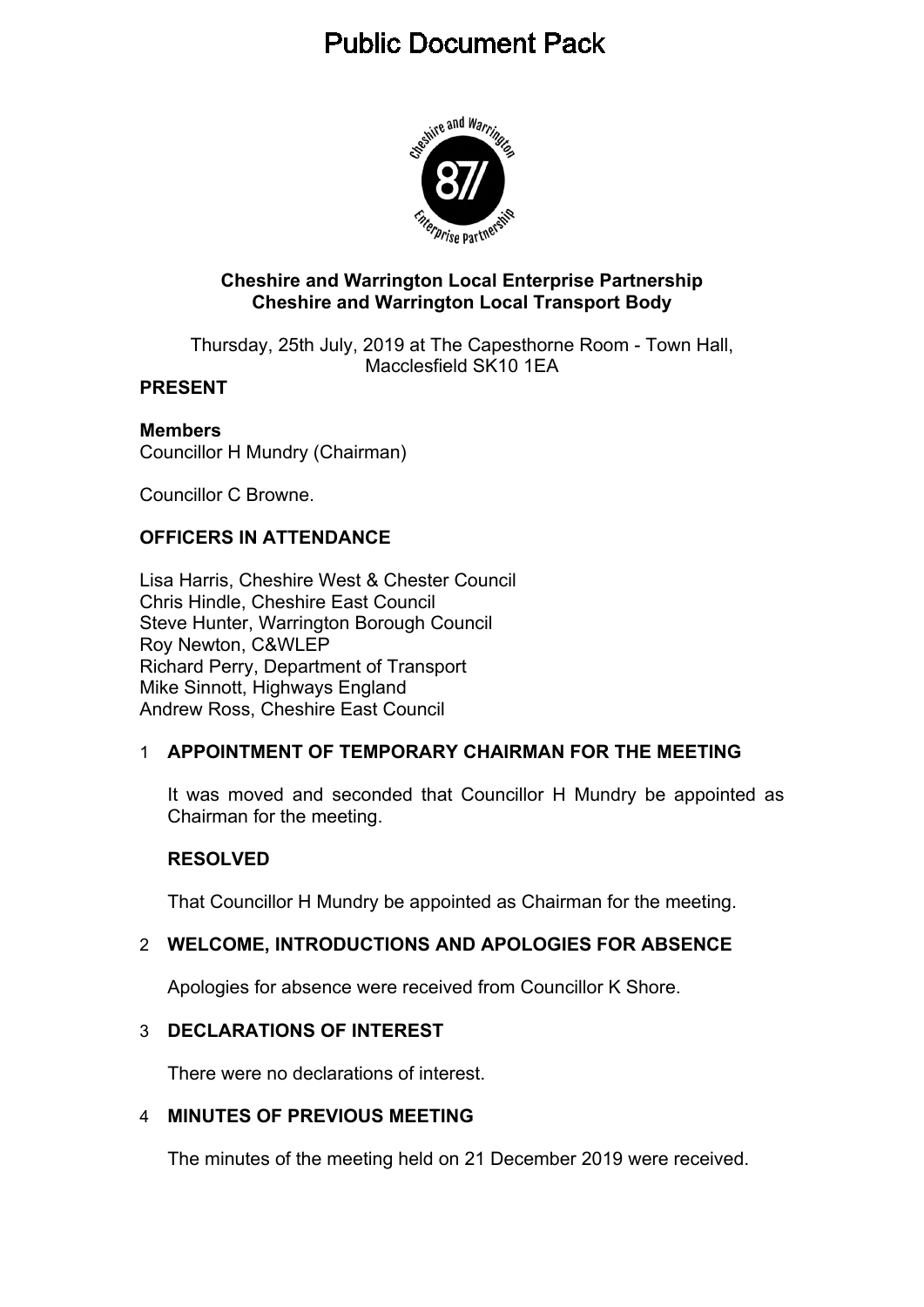# Public Document Pack

**Cheshire and Warrington Local Enterprise Partnership**
**Cheshire and Warrington Local Transport Body**

Thursday, 25th July, 2019 at The Capesthorne Room - Town Hall, Macclesfield SK10 1EA

## PRESENT

**Members**

Councillor H Mundry (Chairman)

Councillor C Browne.

## OFFICERS IN ATTENDANCE

Lisa Harris, Cheshire West & Chester Council
Chris Hindle, Cheshire East Council
Steve Hunter, Warrington Borough Council
Roy Newton, C&WLEP
Richard Perry, Department of Transport
Mike Sinnott, Highways England
Andrew Ross, Cheshire East Council

### 1 APPOINTMENT OF TEMPORARY CHAIRMAN FOR THE MEETING

It was moved and seconded that Councillor H Mundry be appointed as Chairman for the meeting.

**RESOLVED**

That Councillor H Mundry be appointed as Chairman for the meeting.

### 2 WELCOME, INTRODUCTIONS AND APOLOGIES FOR ABSENCE

Apologies for absence were received from Councillor K Shore.

### 3 DECLARATIONS OF INTEREST

There were no declarations of interest.

### 4 MINUTES OF PREVIOUS MEETING

The minutes of the meeting held on 21 December 2019 were received.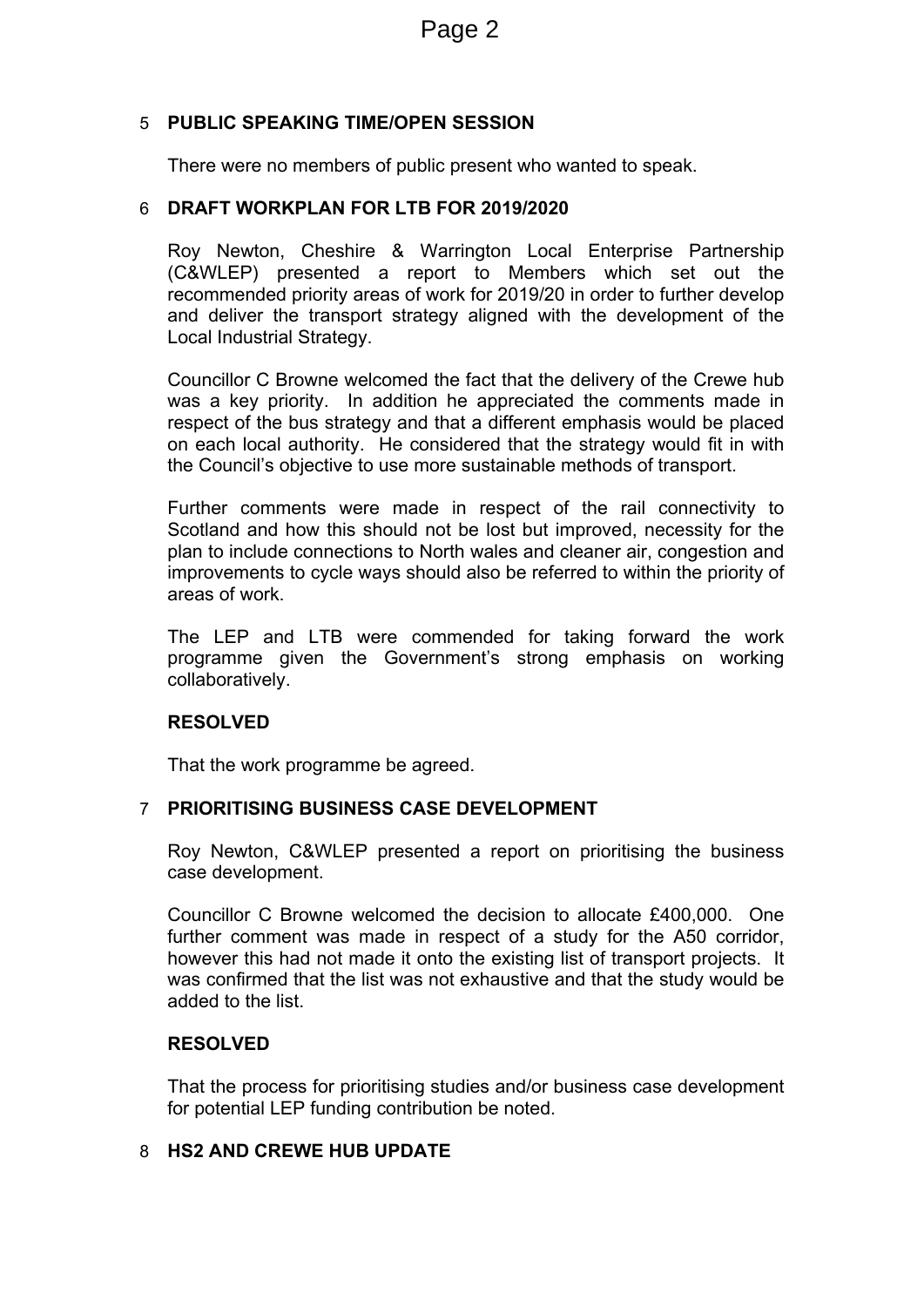## 5 PUBLIC SPEAKING TIME/OPEN SESSION

There were no members of public present who wanted to speak.

## 6 DRAFT WORKPLAN FOR LTB FOR 2019/2020

Roy Newton, Cheshire & Warrington Local Enterprise Partnership (C&WLEP) presented a report to Members which set out the recommended priority areas of work for 2019/20 in order to further develop and deliver the transport strategy aligned with the development of the Local Industrial Strategy.

Councillor C Browne welcomed the fact that the delivery of the Crewe hub was a key priority. In addition he appreciated the comments made in respect of the bus strategy and that a different emphasis would be placed on each local authority. He considered that the strategy would fit in with the Council's objective to use more sustainable methods of transport.

Further comments were made in respect of the rail connectivity to Scotland and how this should not be lost but improved, necessity for the plan to include connections to North wales and cleaner air, congestion and improvements to cycle ways should also be referred to within the priority of areas of work.

The LEP and LTB were commended for taking forward the work programme given the Government's strong emphasis on working collaboratively.

**RESOLVED**

That the work programme be agreed.

## 7 PRIORITISING BUSINESS CASE DEVELOPMENT

Roy Newton, C&WLEP presented a report on prioritising the business case development.

Councillor C Browne welcomed the decision to allocate £400,000. One further comment was made in respect of a study for the A50 corridor, however this had not made it onto the existing list of transport projects. It was confirmed that the list was not exhaustive and that the study would be added to the list.

**RESOLVED**

That the process for prioritising studies and/or business case development for potential LEP funding contribution be noted.

## 8 HS2 AND CREWE HUB UPDATE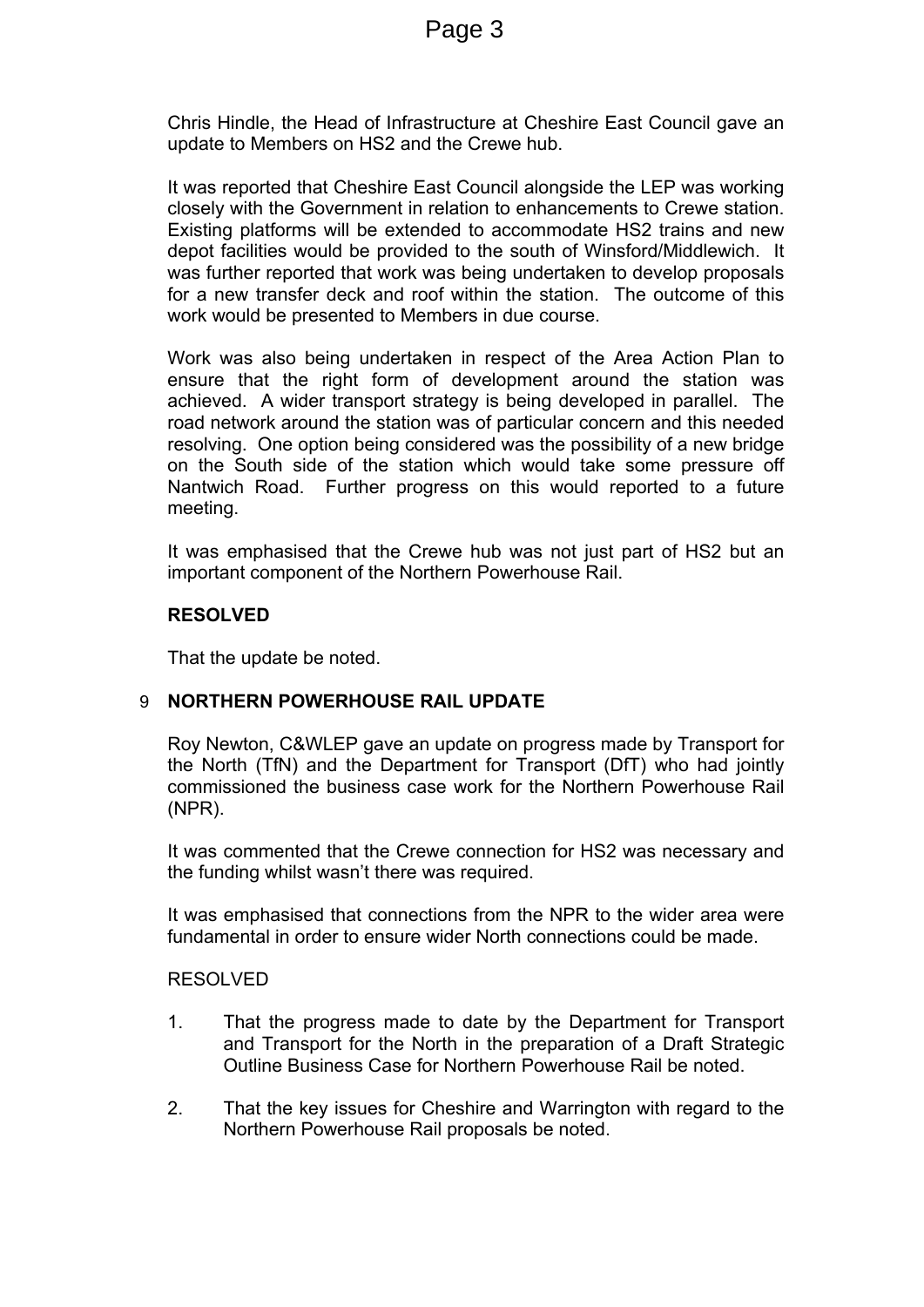Chris Hindle, the Head of Infrastructure at Cheshire East Council gave an update to Members on HS2 and the Crewe hub.

It was reported that Cheshire East Council alongside the LEP was working closely with the Government in relation to enhancements to Crewe station. Existing platforms will be extended to accommodate HS2 trains and new depot facilities would be provided to the south of Winsford/Middlewich. It was further reported that work was being undertaken to develop proposals for a new transfer deck and roof within the station. The outcome of this work would be presented to Members in due course.

Work was also being undertaken in respect of the Area Action Plan to ensure that the right form of development around the station was achieved. A wider transport strategy is being developed in parallel. The road network around the station was of particular concern and this needed resolving. One option being considered was the possibility of a new bridge on the South side of the station which would take some pressure off Nantwich Road. Further progress on this would reported to a future meeting.

It was emphasised that the Crewe hub was not just part of HS2 but an important component of the Northern Powerhouse Rail.

**RESOLVED**

That the update be noted.

## 9 NORTHERN POWERHOUSE RAIL UPDATE

Roy Newton, C&WLEP gave an update on progress made by Transport for the North (TfN) and the Department for Transport (DfT) who had jointly commissioned the business case work for the Northern Powerhouse Rail (NPR).

It was commented that the Crewe connection for HS2 was necessary and the funding whilst wasn't there was required.

It was emphasised that connections from the NPR to the wider area were fundamental in order to ensure wider North connections could be made.

RESOLVED

1. That the progress made to date by the Department for Transport and Transport for the North in the preparation of a Draft Strategic Outline Business Case for Northern Powerhouse Rail be noted.

2. That the key issues for Cheshire and Warrington with regard to the Northern Powerhouse Rail proposals be noted.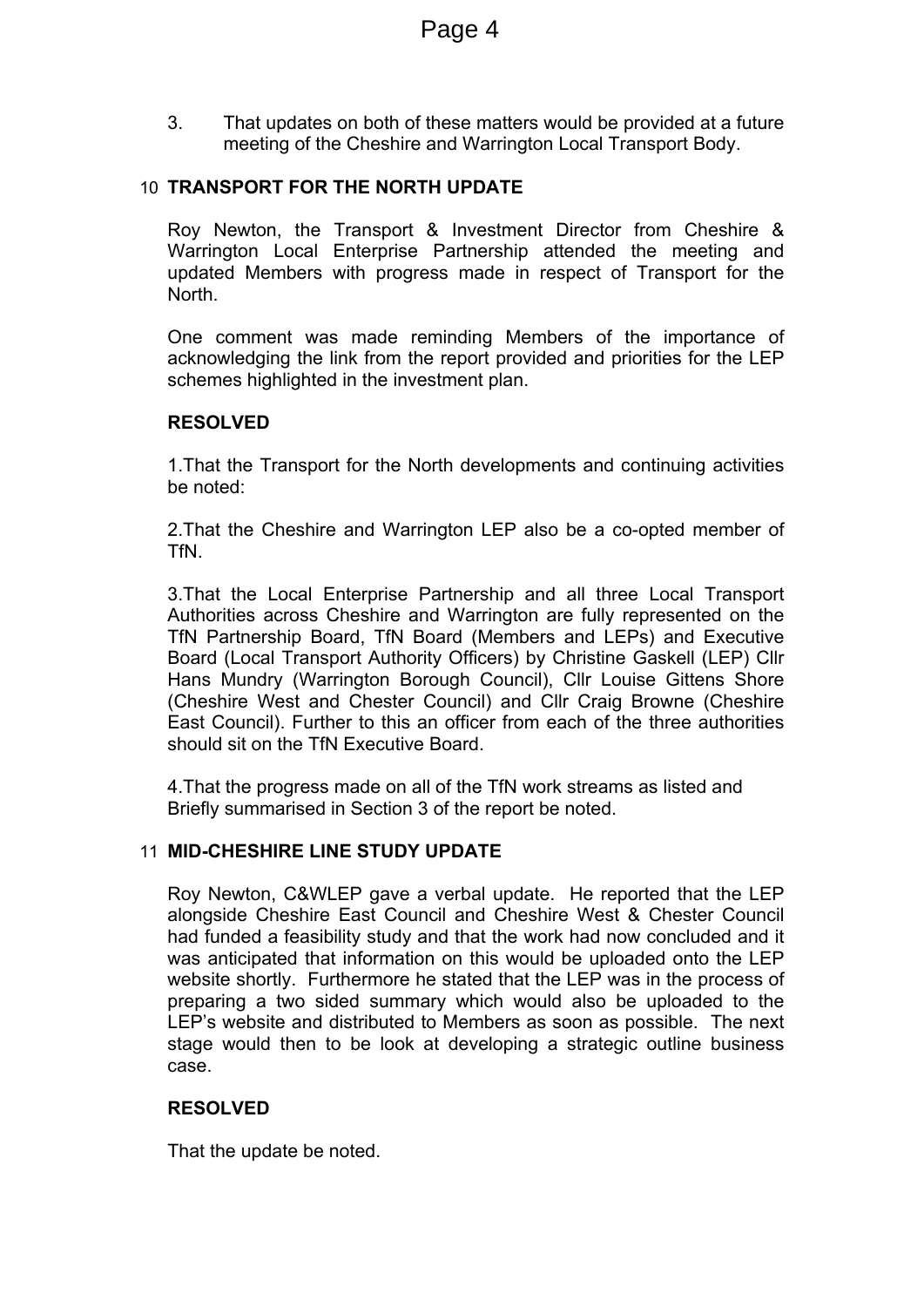3. That updates on both of these matters would be provided at a future meeting of the Cheshire and Warrington Local Transport Body.

## 10 TRANSPORT FOR THE NORTH UPDATE

Roy Newton, the Transport & Investment Director from Cheshire & Warrington Local Enterprise Partnership attended the meeting and updated Members with progress made in respect of Transport for the North.

One comment was made reminding Members of the importance of acknowledging the link from the report provided and priorities for the LEP schemes highlighted in the investment plan.

**RESOLVED**

1.That the Transport for the North developments and continuing activities be noted:

2.That the Cheshire and Warrington LEP also be a co-opted member of TfN.

3.That the Local Enterprise Partnership and all three Local Transport Authorities across Cheshire and Warrington are fully represented on the TfN Partnership Board, TfN Board (Members and LEPs) and Executive Board (Local Transport Authority Officers) by Christine Gaskell (LEP) Cllr Hans Mundry (Warrington Borough Council), Cllr Louise Gittens Shore (Cheshire West and Chester Council) and Cllr Craig Browne (Cheshire East Council). Further to this an officer from each of the three authorities should sit on the TfN Executive Board.

4.That the progress made on all of the TfN work streams as listed and Briefly summarised in Section 3 of the report be noted.

## 11 MID-CHESHIRE LINE STUDY UPDATE

Roy Newton, C&WLEP gave a verbal update. He reported that the LEP alongside Cheshire East Council and Cheshire West & Chester Council had funded a feasibility study and that the work had now concluded and it was anticipated that information on this would be uploaded onto the LEP website shortly. Furthermore he stated that the LEP was in the process of preparing a two sided summary which would also be uploaded to the LEP's website and distributed to Members as soon as possible. The next stage would then to be look at developing a strategic outline business case.

**RESOLVED**

That the update be noted.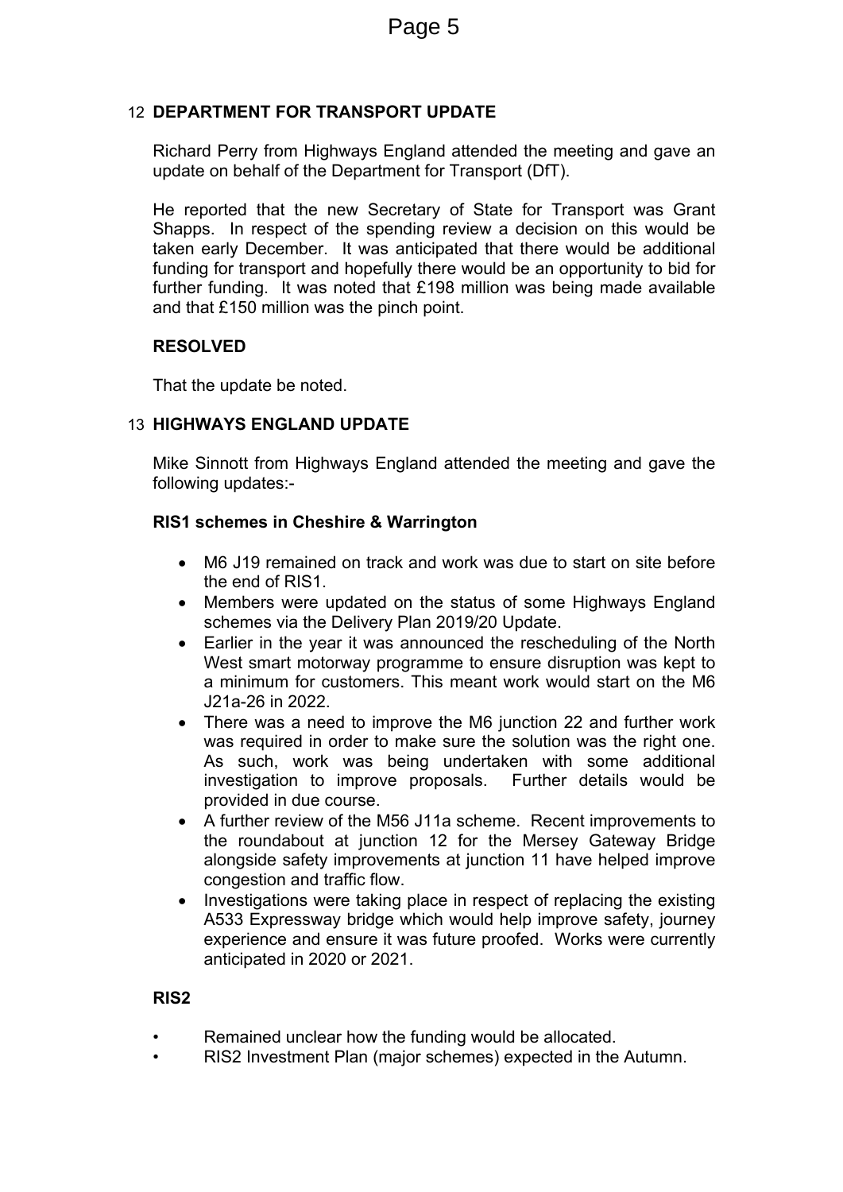## 12 DEPARTMENT FOR TRANSPORT UPDATE

Richard Perry from Highways England attended the meeting and gave an update on behalf of the Department for Transport (DfT).

He reported that the new Secretary of State for Transport was Grant Shapps. In respect of the spending review a decision on this would be taken early December. It was anticipated that there would be additional funding for transport and hopefully there would be an opportunity to bid for further funding. It was noted that £198 million was being made available and that £150 million was the pinch point.

**RESOLVED**

That the update be noted.

## 13 HIGHWAYS ENGLAND UPDATE

Mike Sinnott from Highways England attended the meeting and gave the following updates:-

**RIS1 schemes in Cheshire & Warrington**

- M6 J19 remained on track and work was due to start on site before the end of RIS1.
- Members were updated on the status of some Highways England schemes via the Delivery Plan 2019/20 Update.
- Earlier in the year it was announced the rescheduling of the North West smart motorway programme to ensure disruption was kept to a minimum for customers. This meant work would start on the M6 J21a-26 in 2022.
- There was a need to improve the M6 junction 22 and further work was required in order to make sure the solution was the right one. As such, work was being undertaken with some additional investigation to improve proposals. Further details would be provided in due course.
- A further review of the M56 J11a scheme. Recent improvements to the roundabout at junction 12 for the Mersey Gateway Bridge alongside safety improvements at junction 11 have helped improve congestion and traffic flow.
- Investigations were taking place in respect of replacing the existing A533 Expressway bridge which would help improve safety, journey experience and ensure it was future proofed. Works were currently anticipated in 2020 or 2021.

**RIS2**

- Remained unclear how the funding would be allocated.
- RIS2 Investment Plan (major schemes) expected in the Autumn.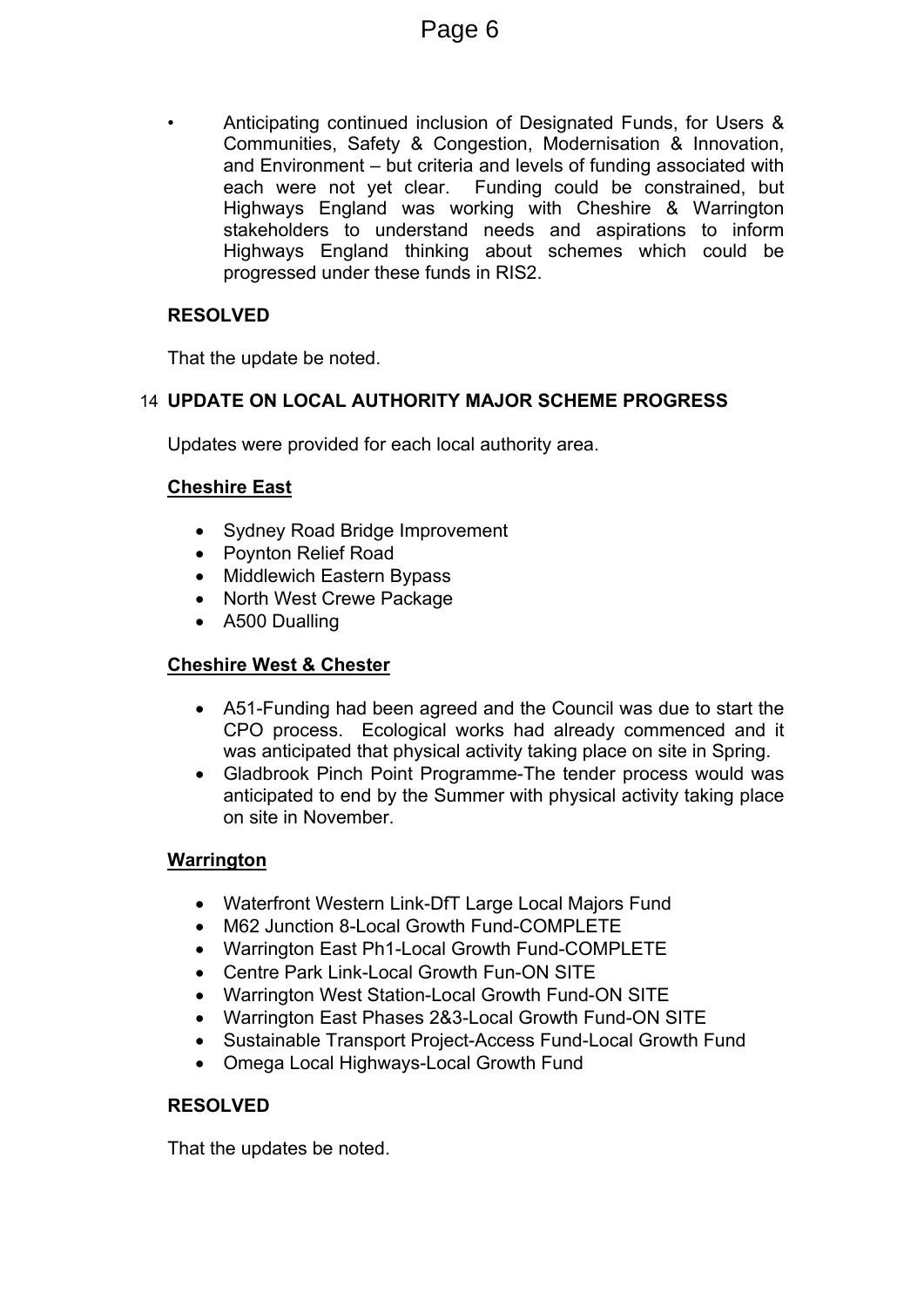- Anticipating continued inclusion of Designated Funds, for Users & Communities, Safety & Congestion, Modernisation & Innovation, and Environment – but criteria and levels of funding associated with each were not yet clear. Funding could be constrained, but Highways England was working with Cheshire & Warrington stakeholders to understand needs and aspirations to inform Highways England thinking about schemes which could be progressed under these funds in RIS2.

**RESOLVED**

That the update be noted.

## 14 UPDATE ON LOCAL AUTHORITY MAJOR SCHEME PROGRESS

Updates were provided for each local authority area.

**Cheshire East**

- Sydney Road Bridge Improvement
- Poynton Relief Road
- Middlewich Eastern Bypass
- North West Crewe Package
- A500 Dualling

**Cheshire West & Chester**

- A51-Funding had been agreed and the Council was due to start the CPO process. Ecological works had already commenced and it was anticipated that physical activity taking place on site in Spring.
- Gladbrook Pinch Point Programme-The tender process would was anticipated to end by the Summer with physical activity taking place on site in November.

**Warrington**

- Waterfront Western Link-DfT Large Local Majors Fund
- M62 Junction 8-Local Growth Fund-COMPLETE
- Warrington East Ph1-Local Growth Fund-COMPLETE
- Centre Park Link-Local Growth Fun-ON SITE
- Warrington West Station-Local Growth Fund-ON SITE
- Warrington East Phases 2&3-Local Growth Fund-ON SITE
- Sustainable Transport Project-Access Fund-Local Growth Fund
- Omega Local Highways-Local Growth Fund

**RESOLVED**

That the updates be noted.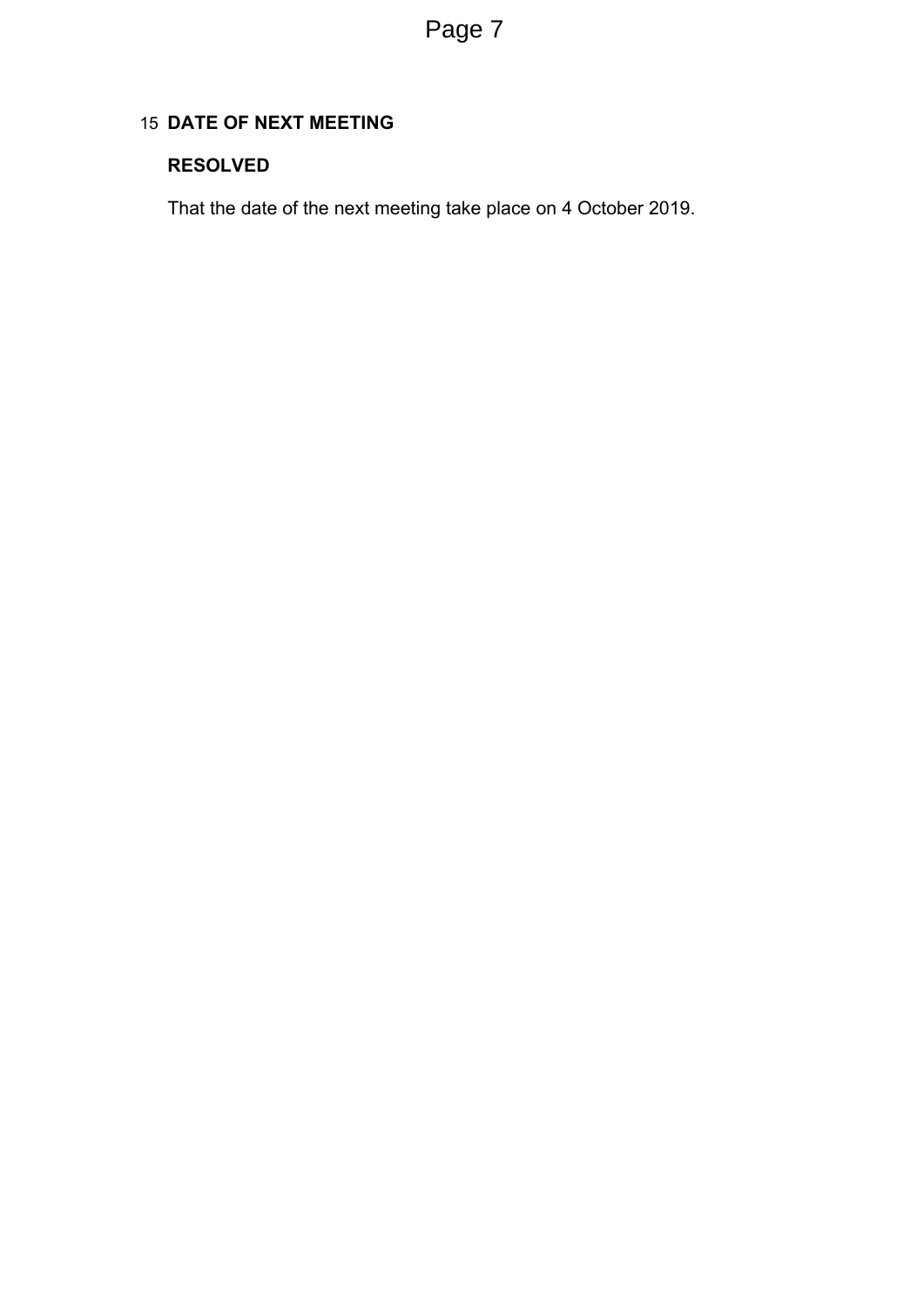15 **DATE OF NEXT MEETING**

**RESOLVED**

That the date of the next meeting take place on 4 October 2019.